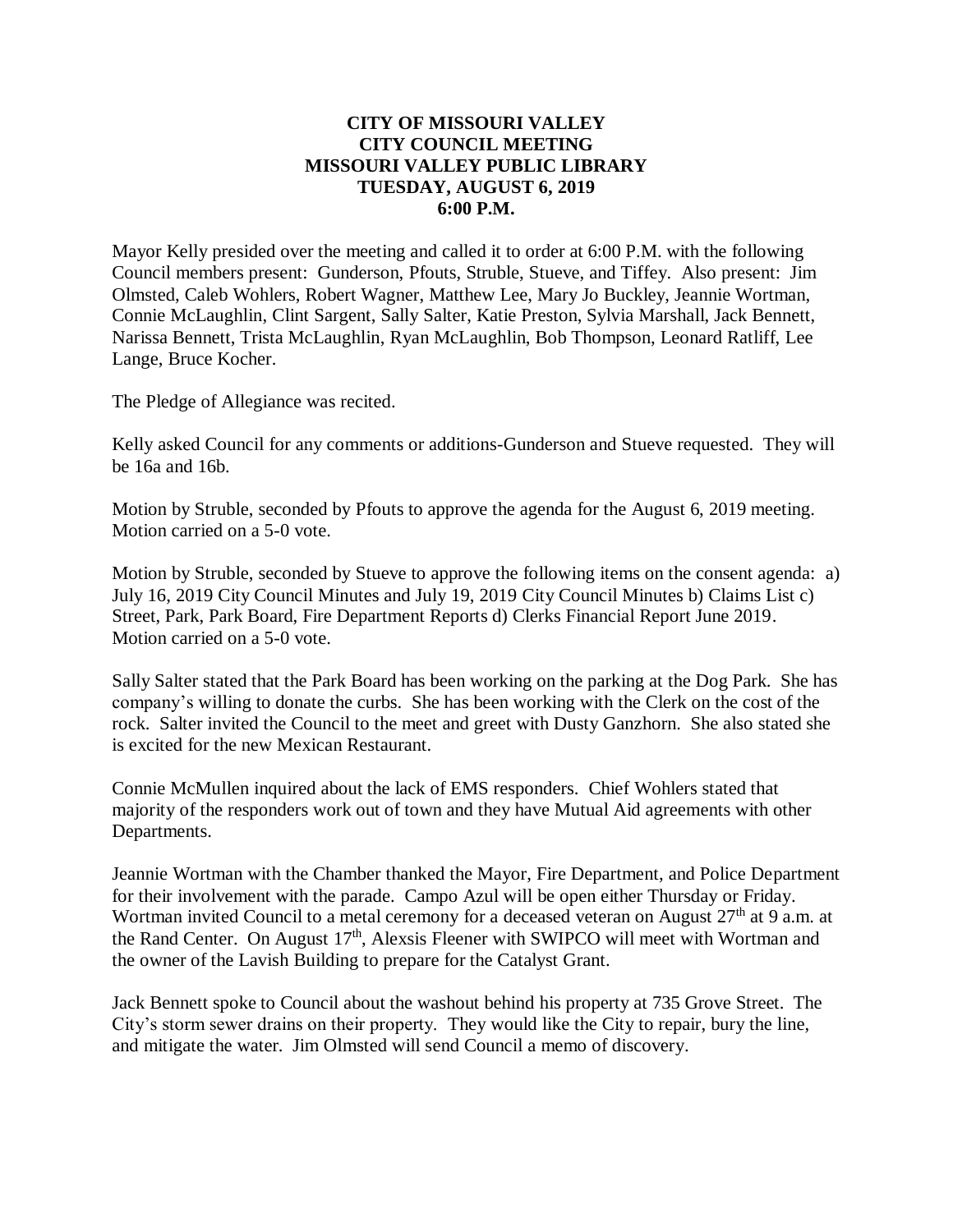# CITY OF MISSOURI VALLEY
# CITY COUNCIL MEETING
# MISSOURI VALLEY PUBLIC LIBRARY
# TUESDAY, AUGUST 6, 2019
# 6:00 P.M.

Mayor Kelly presided over the meeting and called it to order at 6:00 P.M. with the following Council members present: Gunderson, Pfouts, Struble, Stueve, and Tiffey. Also present: Jim Olmsted, Caleb Wohlers, Robert Wagner, Matthew Lee, Mary Jo Buckley, Jeannie Wortman, Connie McLaughlin, Clint Sargent, Sally Salter, Katie Preston, Sylvia Marshall, Jack Bennett, Narissa Bennett, Trista McLaughlin, Ryan McLaughlin, Bob Thompson, Leonard Ratliff, Lee Lange, Bruce Kocher.

The Pledge of Allegiance was recited.

Kelly asked Council for any comments or additions-Gunderson and Stueve requested. They will be 16a and 16b.

Motion by Struble, seconded by Pfouts to approve the agenda for the August 6, 2019 meeting. Motion carried on a 5-0 vote.

Motion by Struble, seconded by Stueve to approve the following items on the consent agenda: a) July 16, 2019 City Council Minutes and July 19, 2019 City Council Minutes b) Claims List c) Street, Park, Park Board, Fire Department Reports d) Clerks Financial Report June 2019. Motion carried on a 5-0 vote.

Sally Salter stated that the Park Board has been working on the parking at the Dog Park. She has company's willing to donate the curbs. She has been working with the Clerk on the cost of the rock. Salter invited the Council to the meet and greet with Dusty Ganzhorn. She also stated she is excited for the new Mexican Restaurant.

Connie McMullen inquired about the lack of EMS responders. Chief Wohlers stated that majority of the responders work out of town and they have Mutual Aid agreements with other Departments.

Jeannie Wortman with the Chamber thanked the Mayor, Fire Department, and Police Department for their involvement with the parade. Campo Azul will be open either Thursday or Friday. Wortman invited Council to a metal ceremony for a deceased veteran on August 27th at 9 a.m. at the Rand Center. On August 17th, Alexsis Fleener with SWIPCO will meet with Wortman and the owner of the Lavish Building to prepare for the Catalyst Grant.

Jack Bennett spoke to Council about the washout behind his property at 735 Grove Street. The City's storm sewer drains on their property. They would like the City to repair, bury the line, and mitigate the water. Jim Olmsted will send Council a memo of discovery.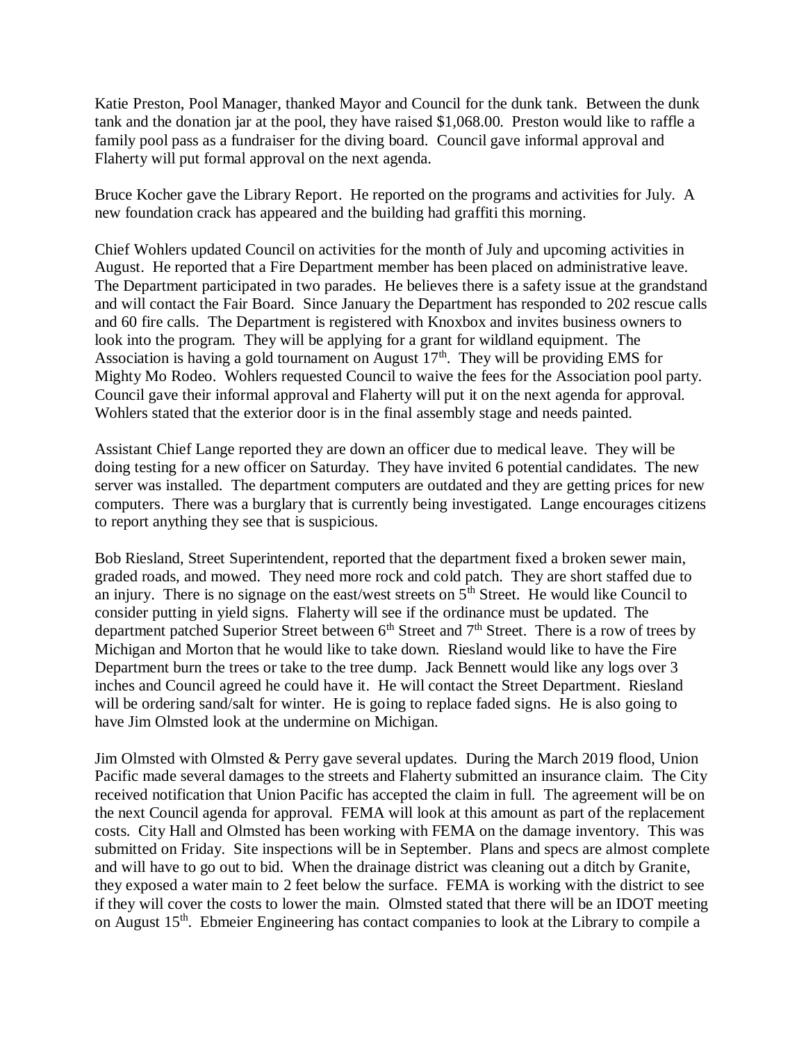Katie Preston, Pool Manager, thanked Mayor and Council for the dunk tank. Between the dunk tank and the donation jar at the pool, they have raised $1,068.00. Preston would like to raffle a family pool pass as a fundraiser for the diving board. Council gave informal approval and Flaherty will put formal approval on the next agenda.

Bruce Kocher gave the Library Report. He reported on the programs and activities for July. A new foundation crack has appeared and the building had graffiti this morning.

Chief Wohlers updated Council on activities for the month of July and upcoming activities in August. He reported that a Fire Department member has been placed on administrative leave. The Department participated in two parades. He believes there is a safety issue at the grandstand and will contact the Fair Board. Since January the Department has responded to 202 rescue calls and 60 fire calls. The Department is registered with Knoxbox and invites business owners to look into the program. They will be applying for a grant for wildland equipment. The Association is having a gold tournament on August 17th. They will be providing EMS for Mighty Mo Rodeo. Wohlers requested Council to waive the fees for the Association pool party. Council gave their informal approval and Flaherty will put it on the next agenda for approval. Wohlers stated that the exterior door is in the final assembly stage and needs painted.

Assistant Chief Lange reported they are down an officer due to medical leave. They will be doing testing for a new officer on Saturday. They have invited 6 potential candidates. The new server was installed. The department computers are outdated and they are getting prices for new computers. There was a burglary that is currently being investigated. Lange encourages citizens to report anything they see that is suspicious.

Bob Riesland, Street Superintendent, reported that the department fixed a broken sewer main, graded roads, and mowed. They need more rock and cold patch. They are short staffed due to an injury. There is no signage on the east/west streets on 5th Street. He would like Council to consider putting in yield signs. Flaherty will see if the ordinance must be updated. The department patched Superior Street between 6th Street and 7th Street. There is a row of trees by Michigan and Morton that he would like to take down. Riesland would like to have the Fire Department burn the trees or take to the tree dump. Jack Bennett would like any logs over 3 inches and Council agreed he could have it. He will contact the Street Department. Riesland will be ordering sand/salt for winter. He is going to replace faded signs. He is also going to have Jim Olmsted look at the undermine on Michigan.

Jim Olmsted with Olmsted & Perry gave several updates. During the March 2019 flood, Union Pacific made several damages to the streets and Flaherty submitted an insurance claim. The City received notification that Union Pacific has accepted the claim in full. The agreement will be on the next Council agenda for approval. FEMA will look at this amount as part of the replacement costs. City Hall and Olmsted has been working with FEMA on the damage inventory. This was submitted on Friday. Site inspections will be in September. Plans and specs are almost complete and will have to go out to bid. When the drainage district was cleaning out a ditch by Granite, they exposed a water main to 2 feet below the surface. FEMA is working with the district to see if they will cover the costs to lower the main. Olmsted stated that there will be an IDOT meeting on August 15th. Ebmeier Engineering has contact companies to look at the Library to compile a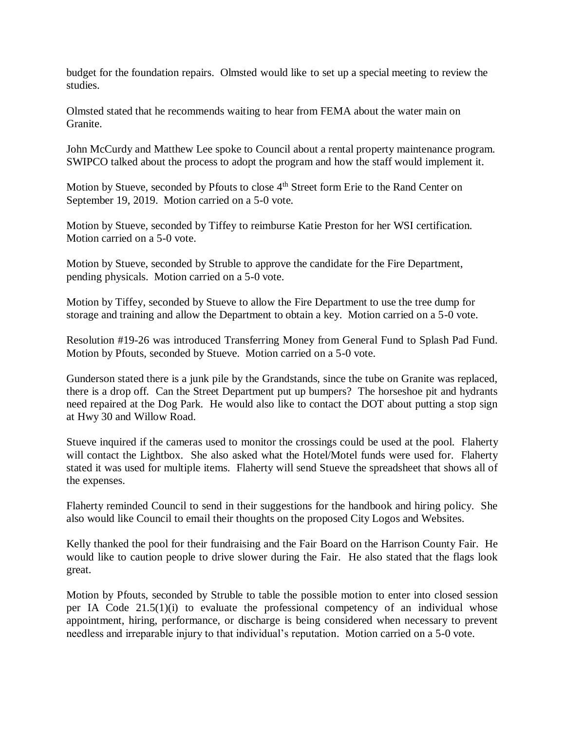budget for the foundation repairs. Olmsted would like to set up a special meeting to review the studies.

Olmsted stated that he recommends waiting to hear from FEMA about the water main on Granite.

John McCurdy and Matthew Lee spoke to Council about a rental property maintenance program. SWIPCO talked about the process to adopt the program and how the staff would implement it.

Motion by Stueve, seconded by Pfouts to close 4th Street form Erie to the Rand Center on September 19, 2019. Motion carried on a 5-0 vote.

Motion by Stueve, seconded by Tiffey to reimburse Katie Preston for her WSI certification. Motion carried on a 5-0 vote.

Motion by Stueve, seconded by Struble to approve the candidate for the Fire Department, pending physicals. Motion carried on a 5-0 vote.

Motion by Tiffey, seconded by Stueve to allow the Fire Department to use the tree dump for storage and training and allow the Department to obtain a key. Motion carried on a 5-0 vote.

Resolution #19-26 was introduced Transferring Money from General Fund to Splash Pad Fund. Motion by Pfouts, seconded by Stueve. Motion carried on a 5-0 vote.

Gunderson stated there is a junk pile by the Grandstands, since the tube on Granite was replaced, there is a drop off. Can the Street Department put up bumpers? The horseshoe pit and hydrants need repaired at the Dog Park. He would also like to contact the DOT about putting a stop sign at Hwy 30 and Willow Road.

Stueve inquired if the cameras used to monitor the crossings could be used at the pool. Flaherty will contact the Lightbox. She also asked what the Hotel/Motel funds were used for. Flaherty stated it was used for multiple items. Flaherty will send Stueve the spreadsheet that shows all of the expenses.

Flaherty reminded Council to send in their suggestions for the handbook and hiring policy. She also would like Council to email their thoughts on the proposed City Logos and Websites.

Kelly thanked the pool for their fundraising and the Fair Board on the Harrison County Fair. He would like to caution people to drive slower during the Fair. He also stated that the flags look great.

Motion by Pfouts, seconded by Struble to table the possible motion to enter into closed session per IA Code 21.5(1)(i) to evaluate the professional competency of an individual whose appointment, hiring, performance, or discharge is being considered when necessary to prevent needless and irreparable injury to that individual's reputation. Motion carried on a 5-0 vote.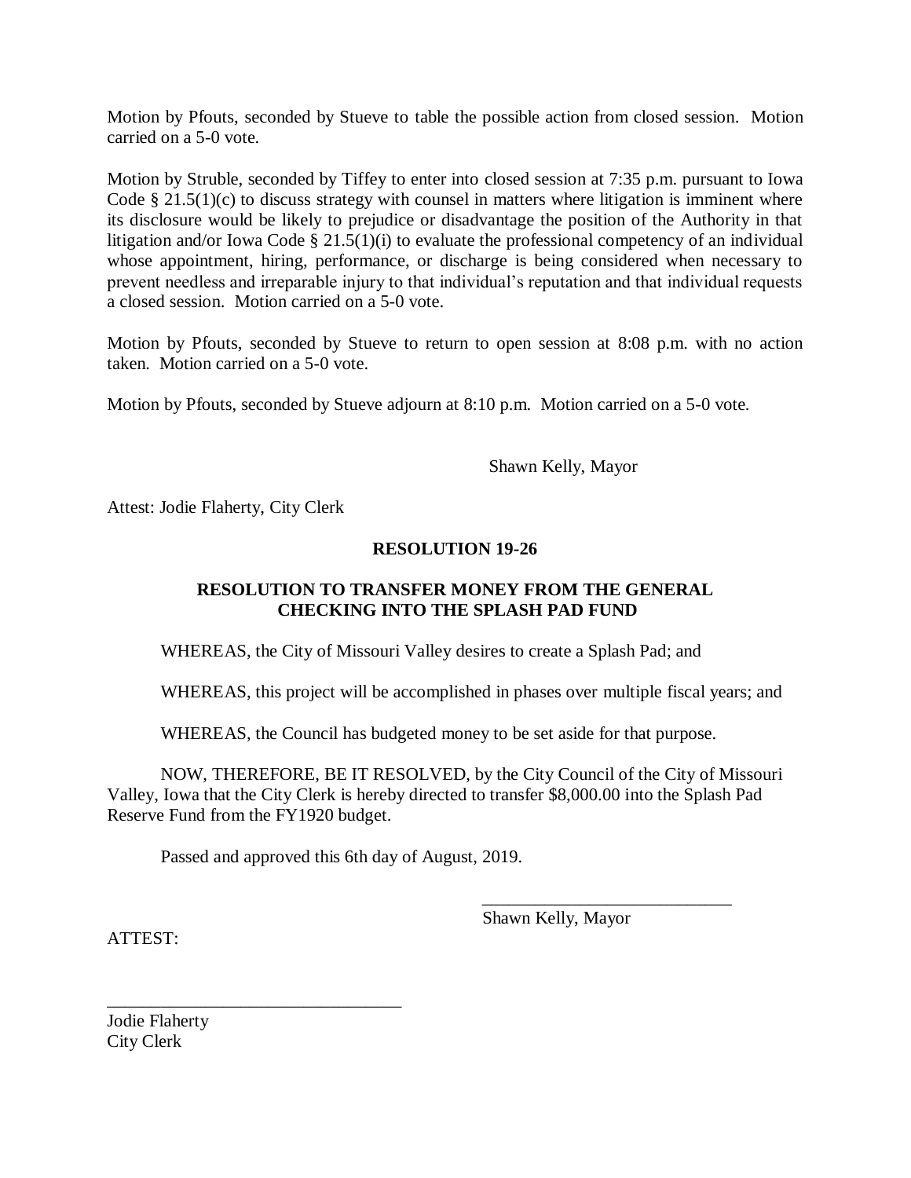Motion by Pfouts, seconded by Stueve to table the possible action from closed session. Motion carried on a 5-0 vote.

Motion by Struble, seconded by Tiffey to enter into closed session at 7:35 p.m. pursuant to Iowa Code § 21.5(1)(c) to discuss strategy with counsel in matters where litigation is imminent where its disclosure would be likely to prejudice or disadvantage the position of the Authority in that litigation and/or Iowa Code § 21.5(1)(i) to evaluate the professional competency of an individual whose appointment, hiring, performance, or discharge is being considered when necessary to prevent needless and irreparable injury to that individual's reputation and that individual requests a closed session. Motion carried on a 5-0 vote.

Motion by Pfouts, seconded by Stueve to return to open session at 8:08 p.m. with no action taken. Motion carried on a 5-0 vote.

Motion by Pfouts, seconded by Stueve adjourn at 8:10 p.m. Motion carried on a 5-0 vote.

Shawn Kelly, Mayor

Attest: Jodie Flaherty, City Clerk

## RESOLUTION 19-26

### RESOLUTION TO TRANSFER MONEY FROM THE GENERAL CHECKING INTO THE SPLASH PAD FUND

WHEREAS, the City of Missouri Valley desires to create a Splash Pad; and

WHEREAS, this project will be accomplished in phases over multiple fiscal years; and

WHEREAS, the Council has budgeted money to be set aside for that purpose.

NOW, THEREFORE, BE IT RESOLVED, by the City Council of the City of Missouri Valley, Iowa that the City Clerk is hereby directed to transfer $8,000.00 into the Splash Pad Reserve Fund from the FY1920 budget.

Passed and approved this 6th day of August, 2019.

_____________________________
Shawn Kelly, Mayor

ATTEST:

_________________________________
Jodie Flaherty
City Clerk